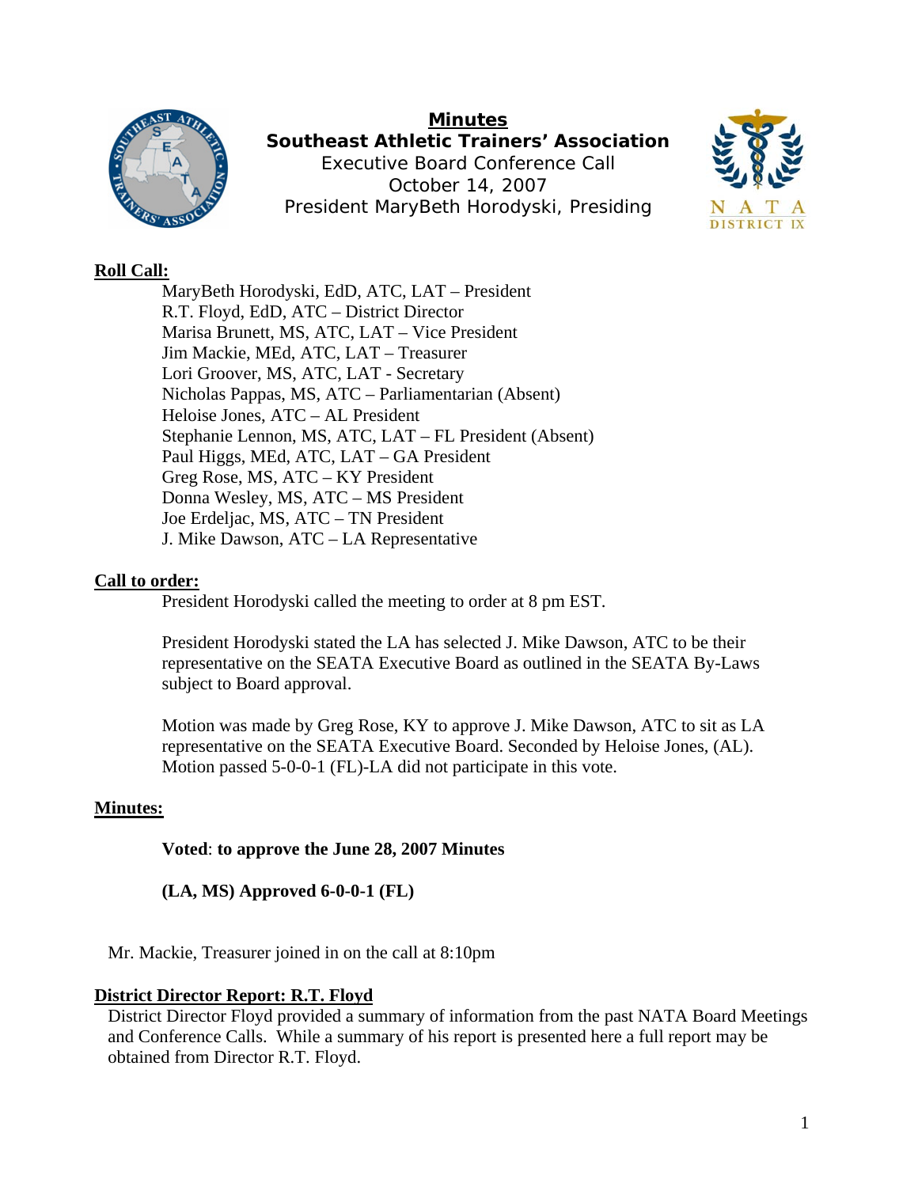# Minutes

## Southeast Athletic Trainers' Association

Executive Board Conference Call
October 14, 2007
President MaryBeth Horodyski, Presiding

**Roll Call:**

MaryBeth Horodyski, EdD, ATC, LAT – President
R.T. Floyd, EdD, ATC – District Director
Marisa Brunett, MS, ATC, LAT – Vice President
Jim Mackie, MEd, ATC, LAT – Treasurer
Lori Groover, MS, ATC, LAT - Secretary
Nicholas Pappas, MS, ATC – Parliamentarian (Absent)
Heloise Jones, ATC – AL President
Stephanie Lennon, MS, ATC, LAT – FL President (Absent)
Paul Higgs, MEd, ATC, LAT – GA President
Greg Rose, MS, ATC – KY President
Donna Wesley, MS, ATC – MS President
Joe Erdeljac, MS, ATC – TN President
J. Mike Dawson, ATC – LA Representative

**Call to order:**

President Horodyski called the meeting to order at 8 pm EST.

President Horodyski stated the LA has selected J. Mike Dawson, ATC to be their representative on the SEATA Executive Board as outlined in the SEATA By-Laws subject to Board approval.

Motion was made by Greg Rose, KY to approve J. Mike Dawson, ATC to sit as LA representative on the SEATA Executive Board. Seconded by Heloise Jones, (AL). Motion passed 5-0-0-1 (FL)-LA did not participate in this vote.

**Minutes:**

**Voted**: **to approve the June 28, 2007 Minutes**

**(LA, MS) Approved 6-0-0-1 (FL)**

Mr. Mackie, Treasurer joined in on the call at 8:10pm

**District Director Report: R.T. Floyd**

District Director Floyd provided a summary of information from the past NATA Board Meetings and Conference Calls. While a summary of his report is presented here a full report may be obtained from Director R.T. Floyd.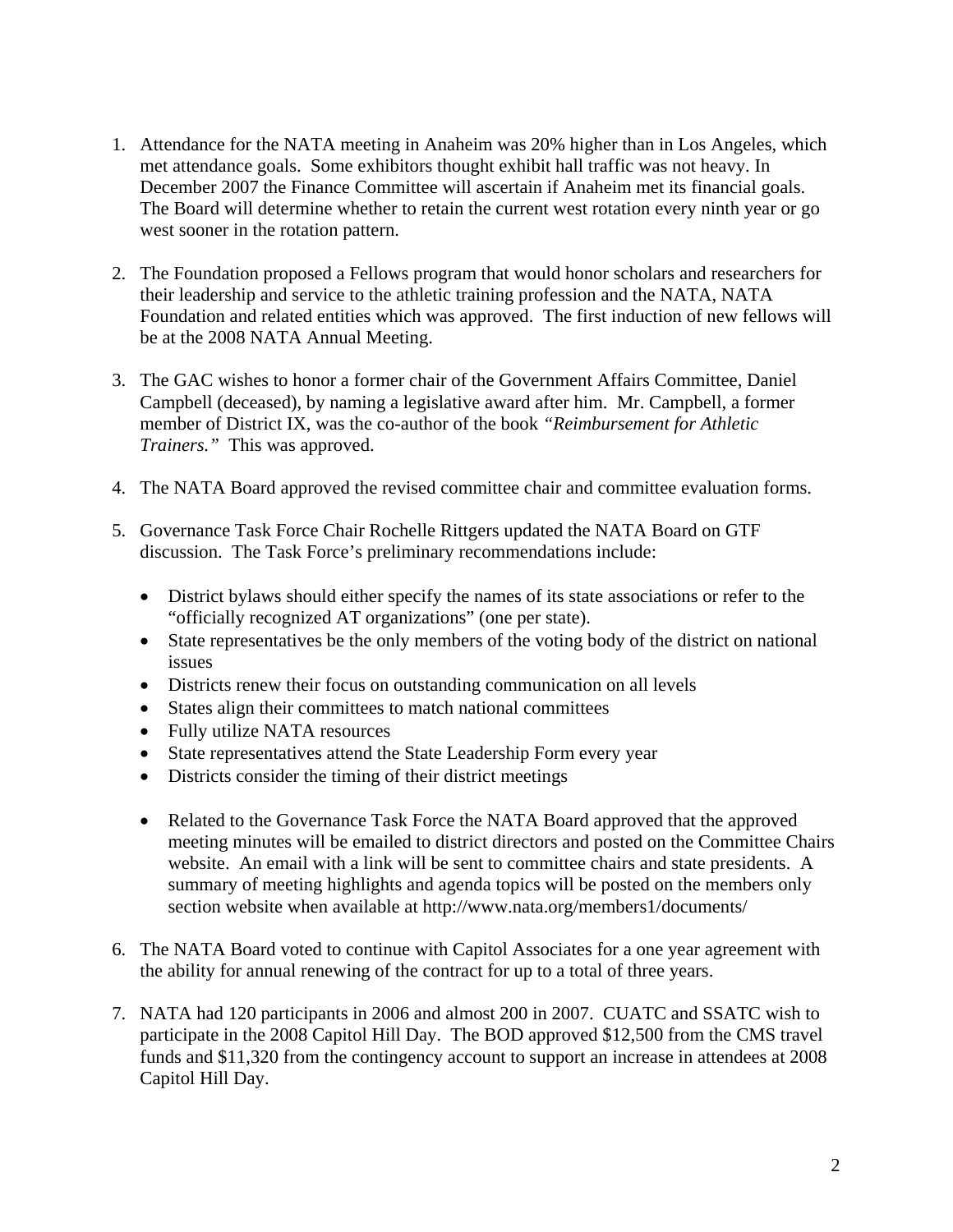1. Attendance for the NATA meeting in Anaheim was 20% higher than in Los Angeles, which met attendance goals. Some exhibitors thought exhibit hall traffic was not heavy. In December 2007 the Finance Committee will ascertain if Anaheim met its financial goals. The Board will determine whether to retain the current west rotation every ninth year or go west sooner in the rotation pattern.

2. The Foundation proposed a Fellows program that would honor scholars and researchers for their leadership and service to the athletic training profession and the NATA, NATA Foundation and related entities which was approved. The first induction of new fellows will be at the 2008 NATA Annual Meeting.

3. The GAC wishes to honor a former chair of the Government Affairs Committee, Daniel Campbell (deceased), by naming a legislative award after him. Mr. Campbell, a former member of District IX, was the co-author of the book *"Reimbursement for Athletic Trainers."* This was approved.

4. The NATA Board approved the revised committee chair and committee evaluation forms.

5. Governance Task Force Chair Rochelle Rittgers updated the NATA Board on GTF discussion. The Task Force's preliminary recommendations include:

   - District bylaws should either specify the names of its state associations or refer to the "officially recognized AT organizations" (one per state).
   - State representatives be the only members of the voting body of the district on national issues
   - Districts renew their focus on outstanding communication on all levels
   - States align their committees to match national committees
   - Fully utilize NATA resources
   - State representatives attend the State Leadership Form every year
   - Districts consider the timing of their district meetings

   - Related to the Governance Task Force the NATA Board approved that the approved meeting minutes will be emailed to district directors and posted on the Committee Chairs website. An email with a link will be sent to committee chairs and state presidents. A summary of meeting highlights and agenda topics will be posted on the members only section website when available at http://www.nata.org/members1/documents/

6. The NATA Board voted to continue with Capitol Associates for a one year agreement with the ability for annual renewing of the contract for up to a total of three years.

7. NATA had 120 participants in 2006 and almost 200 in 2007. CUATC and SSATC wish to participate in the 2008 Capitol Hill Day. The BOD approved $12,500 from the CMS travel funds and $11,320 from the contingency account to support an increase in attendees at 2008 Capitol Hill Day.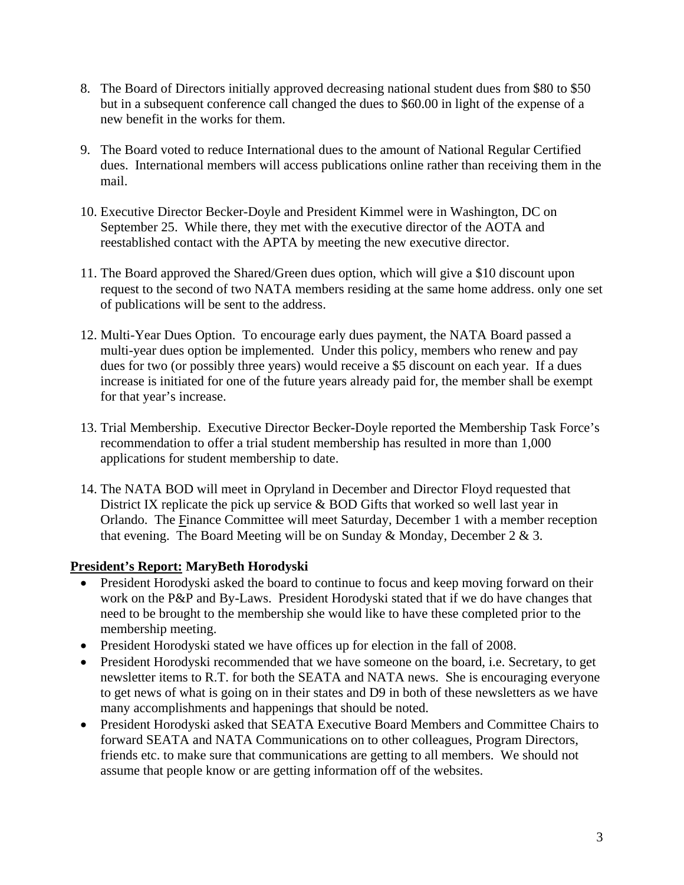8. The Board of Directors initially approved decreasing national student dues from $80 to $50 but in a subsequent conference call changed the dues to $60.00 in light of the expense of a new benefit in the works for them.

9. The Board voted to reduce International dues to the amount of National Regular Certified dues. International members will access publications online rather than receiving them in the mail.

10. Executive Director Becker-Doyle and President Kimmel were in Washington, DC on September 25. While there, they met with the executive director of the AOTA and reestablished contact with the APTA by meeting the new executive director.

11. The Board approved the Shared/Green dues option, which will give a $10 discount upon request to the second of two NATA members residing at the same home address. only one set of publications will be sent to the address.

12. Multi-Year Dues Option. To encourage early dues payment, the NATA Board passed a multi-year dues option be implemented. Under this policy, members who renew and pay dues for two (or possibly three years) would receive a $5 discount on each year. If a dues increase is initiated for one of the future years already paid for, the member shall be exempt for that year's increase.

13. Trial Membership. Executive Director Becker-Doyle reported the Membership Task Force's recommendation to offer a trial student membership has resulted in more than 1,000 applications for student membership to date.

14. The NATA BOD will meet in Opryland in December and Director Floyd requested that District IX replicate the pick up service & BOD Gifts that worked so well last year in Orlando. The Finance Committee will meet Saturday, December 1 with a member reception that evening. The Board Meeting will be on Sunday & Monday, December 2 & 3.

**President's Report: MaryBeth Horodyski**

- President Horodyski asked the board to continue to focus and keep moving forward on their work on the P&P and By-Laws. President Horodyski stated that if we do have changes that need to be brought to the membership she would like to have these completed prior to the membership meeting.
- President Horodyski stated we have offices up for election in the fall of 2008.
- President Horodyski recommended that we have someone on the board, i.e. Secretary, to get newsletter items to R.T. for both the SEATA and NATA news. She is encouraging everyone to get news of what is going on in their states and D9 in both of these newsletters as we have many accomplishments and happenings that should be noted.
- President Horodyski asked that SEATA Executive Board Members and Committee Chairs to forward SEATA and NATA Communications on to other colleagues, Program Directors, friends etc. to make sure that communications are getting to all members. We should not assume that people know or are getting information off of the websites.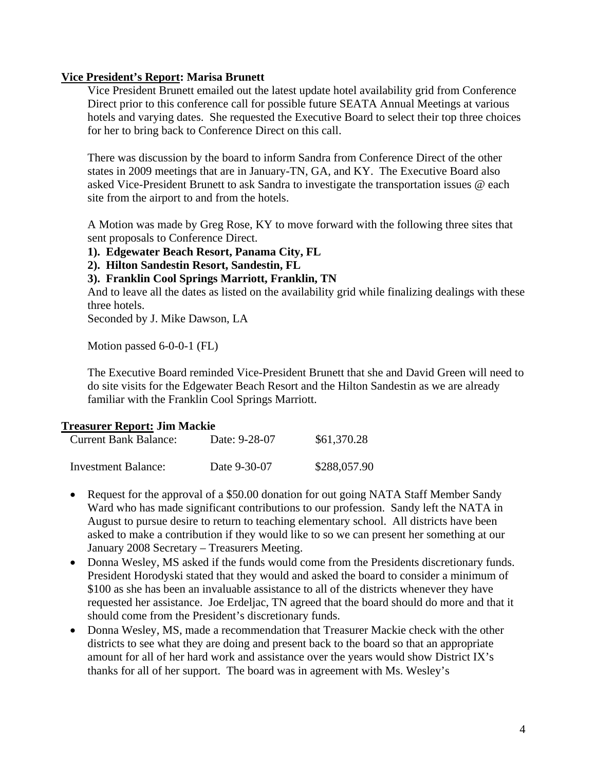**Vice President's Report: Marisa Brunett**

Vice President Brunett emailed out the latest update hotel availability grid from Conference Direct prior to this conference call for possible future SEATA Annual Meetings at various hotels and varying dates. She requested the Executive Board to select their top three choices for her to bring back to Conference Direct on this call.

There was discussion by the board to inform Sandra from Conference Direct of the other states in 2009 meetings that are in January-TN, GA, and KY. The Executive Board also asked Vice-President Brunett to ask Sandra to investigate the transportation issues @ each site from the airport to and from the hotels.

A Motion was made by Greg Rose, KY to move forward with the following three sites that sent proposals to Conference Direct.

**1). Edgewater Beach Resort, Panama City, FL**

**2). Hilton Sandestin Resort, Sandestin, FL**

**3). Franklin Cool Springs Marriott, Franklin, TN**

And to leave all the dates as listed on the availability grid while finalizing dealings with these three hotels.

Seconded by J. Mike Dawson, LA

Motion passed 6-0-0-1 (FL)

The Executive Board reminded Vice-President Brunett that she and David Green will need to do site visits for the Edgewater Beach Resort and the Hilton Sandestin as we are already familiar with the Franklin Cool Springs Marriott.

**Treasurer Report: Jim Mackie**

| Current Bank Balance: | Date: 9-28-07 | $61,370.28 |
|---|---|---|
| Investment Balance: | Date 9-30-07 | $288,057.90 |

- Request for the approval of a $50.00 donation for out going NATA Staff Member Sandy Ward who has made significant contributions to our profession. Sandy left the NATA in August to pursue desire to return to teaching elementary school. All districts have been asked to make a contribution if they would like to so we can present her something at our January 2008 Secretary – Treasurers Meeting.
- Donna Wesley, MS asked if the funds would come from the Presidents discretionary funds. President Horodyski stated that they would and asked the board to consider a minimum of $100 as she has been an invaluable assistance to all of the districts whenever they have requested her assistance. Joe Erdeljac, TN agreed that the board should do more and that it should come from the President's discretionary funds.
- Donna Wesley, MS, made a recommendation that Treasurer Mackie check with the other districts to see what they are doing and present back to the board so that an appropriate amount for all of her hard work and assistance over the years would show District IX's thanks for all of her support. The board was in agreement with Ms. Wesley's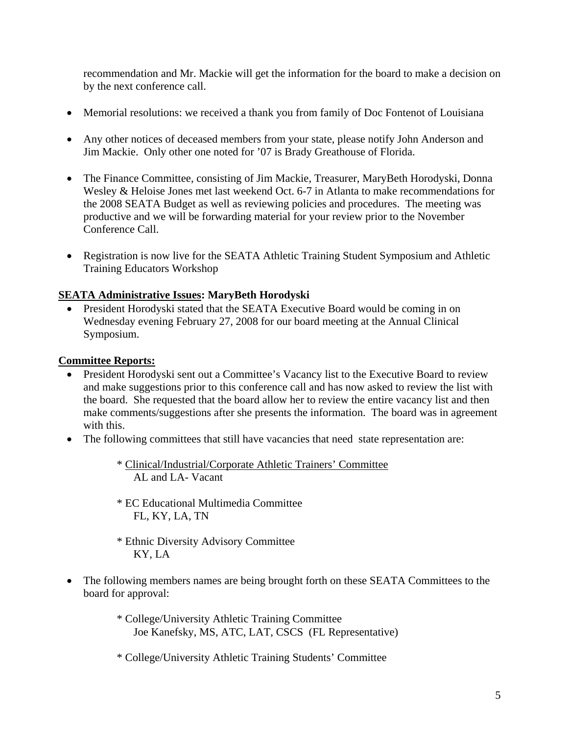recommendation and Mr. Mackie will get the information for the board to make a decision on by the next conference call.

- Memorial resolutions: we received a thank you from family of Doc Fontenot of Louisiana

- Any other notices of deceased members from your state, please notify John Anderson and Jim Mackie. Only other one noted for '07 is Brady Greathouse of Florida.

- The Finance Committee, consisting of Jim Mackie, Treasurer, MaryBeth Horodyski, Donna Wesley & Heloise Jones met last weekend Oct. 6-7 in Atlanta to make recommendations for the 2008 SEATA Budget as well as reviewing policies and procedures. The meeting was productive and we will be forwarding material for your review prior to the November Conference Call.

- Registration is now live for the SEATA Athletic Training Student Symposium and Athletic Training Educators Workshop

**<u>SEATA Administrative Issues</u>: MaryBeth Horodyski**

- President Horodyski stated that the SEATA Executive Board would be coming in on Wednesday evening February 27, 2008 for our board meeting at the Annual Clinical Symposium.

**<u>Committee Reports:</u>**

- President Horodyski sent out a Committee's Vacancy list to the Executive Board to review and make suggestions prior to this conference call and has now asked to review the list with the board. She requested that the board allow her to review the entire vacancy list and then make comments/suggestions after she presents the information. The board was in agreement with this.
- The following committees that still have vacancies that need state representation are:

  * <u>Clinical/Industrial/Corporate Athletic Trainers' Committee</u>
    AL and LA- Vacant

  * EC Educational Multimedia Committee
    FL, KY, LA, TN

  * Ethnic Diversity Advisory Committee
    KY, LA

- The following members names are being brought forth on these SEATA Committees to the board for approval:

  * College/University Athletic Training Committee
    Joe Kanefsky, MS, ATC, LAT, CSCS (FL Representative)

  * College/University Athletic Training Students' Committee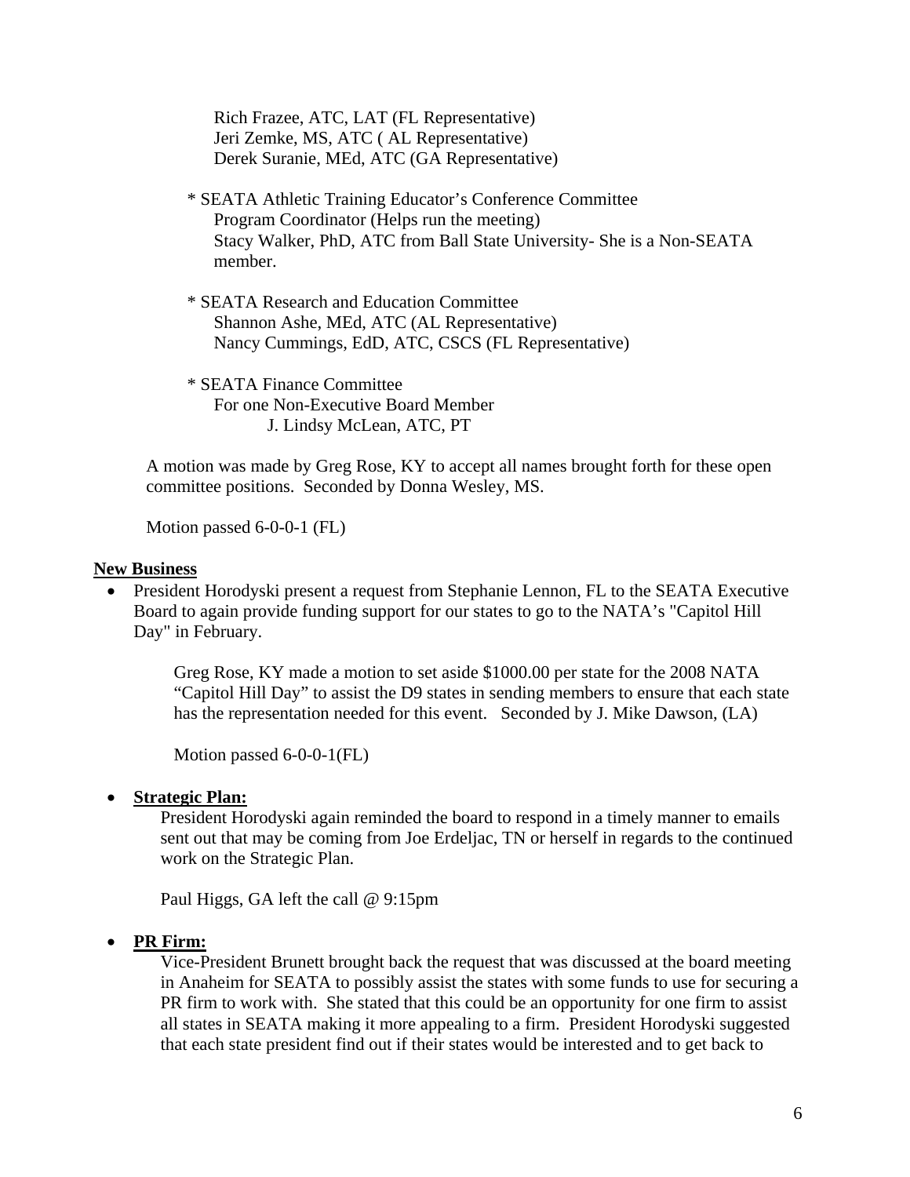Rich Frazee, ATC, LAT (FL Representative)
Jeri Zemke, MS, ATC ( AL Representative)
Derek Suranie, MEd, ATC (GA Representative)

\* SEATA Athletic Training Educator's Conference Committee
Program Coordinator (Helps run the meeting)
Stacy Walker, PhD, ATC from Ball State University- She is a Non-SEATA member.

\* SEATA Research and Education Committee
Shannon Ashe, MEd, ATC (AL Representative)
Nancy Cummings, EdD, ATC, CSCS (FL Representative)

\* SEATA Finance Committee
For one Non-Executive Board Member
J. Lindsy McLean, ATC, PT

A motion was made by Greg Rose, KY to accept all names brought forth for these open committee positions. Seconded by Donna Wesley, MS.

Motion passed 6-0-0-1 (FL)

**New Business**

- President Horodyski present a request from Stephanie Lennon, FL to the SEATA Executive Board to again provide funding support for our states to go to the NATA's "Capitol Hill Day" in February.

  Greg Rose, KY made a motion to set aside $1000.00 per state for the 2008 NATA "Capitol Hill Day" to assist the D9 states in sending members to ensure that each state has the representation needed for this event. Seconded by J. Mike Dawson, (LA)

  Motion passed 6-0-0-1(FL)

- **Strategic Plan:**
  President Horodyski again reminded the board to respond in a timely manner to emails sent out that may be coming from Joe Erdeljac, TN or herself in regards to the continued work on the Strategic Plan.

  Paul Higgs, GA left the call @ 9:15pm

- **PR Firm:**
  Vice-President Brunett brought back the request that was discussed at the board meeting in Anaheim for SEATA to possibly assist the states with some funds to use for securing a PR firm to work with. She stated that this could be an opportunity for one firm to assist all states in SEATA making it more appealing to a firm. President Horodyski suggested that each state president find out if their states would be interested and to get back to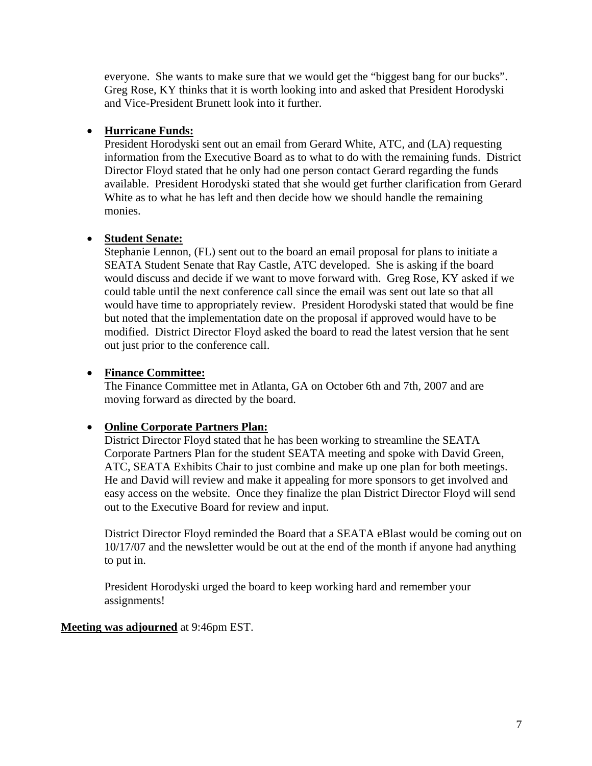everyone. She wants to make sure that we would get the "biggest bang for our bucks". Greg Rose, KY thinks that it is worth looking into and asked that President Horodyski and Vice-President Brunett look into it further.

- **Hurricane Funds:**
  President Horodyski sent out an email from Gerard White, ATC, and (LA) requesting information from the Executive Board as to what to do with the remaining funds. District Director Floyd stated that he only had one person contact Gerard regarding the funds available. President Horodyski stated that she would get further clarification from Gerard White as to what he has left and then decide how we should handle the remaining monies.

- **Student Senate:**
  Stephanie Lennon, (FL) sent out to the board an email proposal for plans to initiate a SEATA Student Senate that Ray Castle, ATC developed. She is asking if the board would discuss and decide if we want to move forward with. Greg Rose, KY asked if we could table until the next conference call since the email was sent out late so that all would have time to appropriately review. President Horodyski stated that would be fine but noted that the implementation date on the proposal if approved would have to be modified. District Director Floyd asked the board to read the latest version that he sent out just prior to the conference call.

- **Finance Committee:**
  The Finance Committee met in Atlanta, GA on October 6th and 7th, 2007 and are moving forward as directed by the board.

- **Online Corporate Partners Plan:**
  District Director Floyd stated that he has been working to streamline the SEATA Corporate Partners Plan for the student SEATA meeting and spoke with David Green, ATC, SEATA Exhibits Chair to just combine and make up one plan for both meetings. He and David will review and make it appealing for more sponsors to get involved and easy access on the website. Once they finalize the plan District Director Floyd will send out to the Executive Board for review and input.

  District Director Floyd reminded the Board that a SEATA eBlast would be coming out on 10/17/07 and the newsletter would be out at the end of the month if anyone had anything to put in.

  President Horodyski urged the board to keep working hard and remember your assignments!

**Meeting was adjourned** at 9:46pm EST.